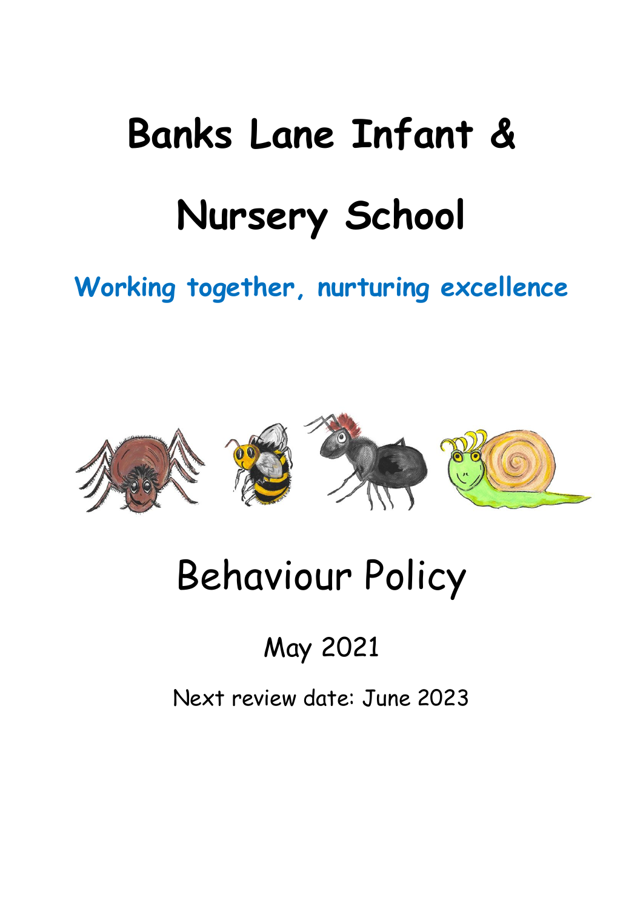# Banks Lane Infant & Nursery School

**Working together, nurturing excellence**

# Behaviour Policy

May 2021

Next review date: June 2023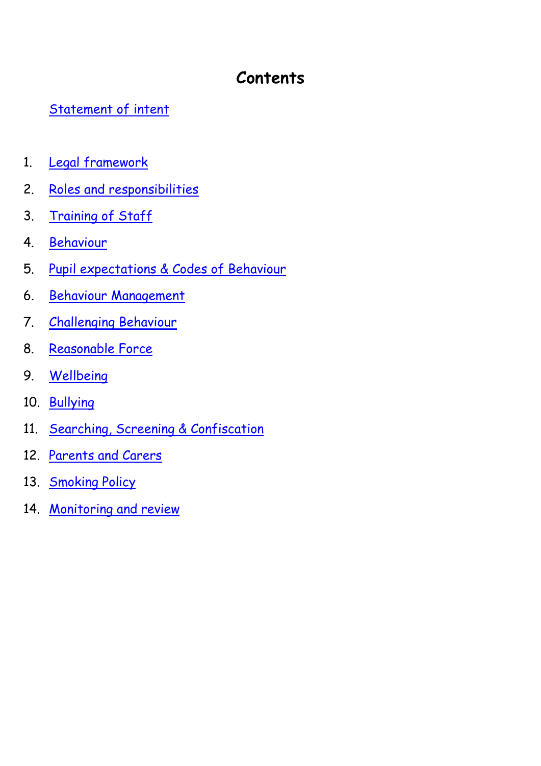# Contents

Statement of intent

1. Legal framework
2. Roles and responsibilities
3. Training of Staff
4. Behaviour
5. Pupil expectations & Codes of Behaviour
6. Behaviour Management
7. Challenging Behaviour
8. Reasonable Force
9. Wellbeing
10. Bullying
11. Searching, Screening & Confiscation
12. Parents and Carers
13. Smoking Policy
14. Monitoring and review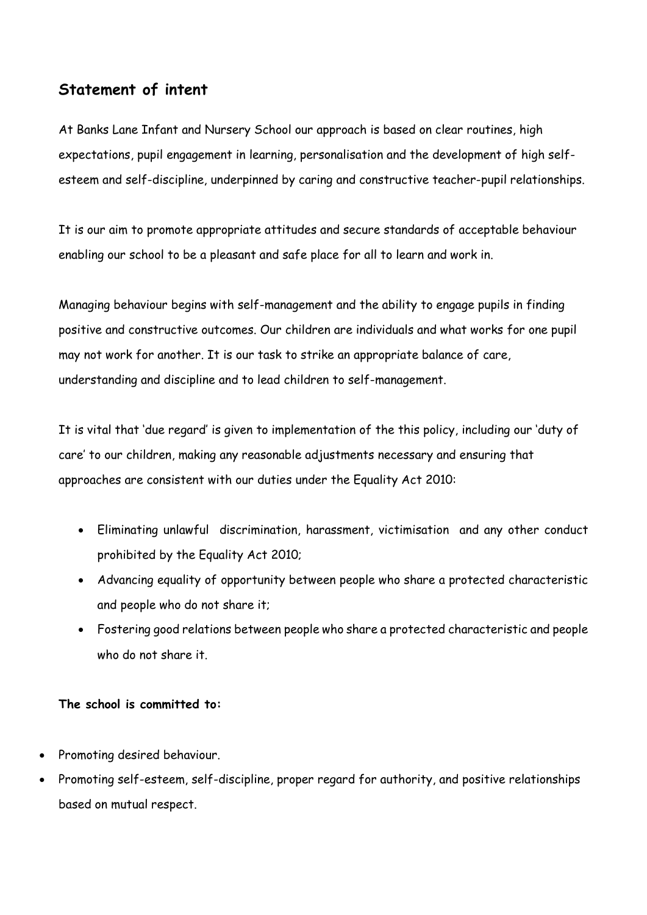## Statement of intent

At Banks Lane Infant and Nursery School our approach is based on clear routines, high expectations, pupil engagement in learning, personalisation and the development of high self-esteem and self-discipline, underpinned by caring and constructive teacher-pupil relationships.

It is our aim to promote appropriate attitudes and secure standards of acceptable behaviour enabling our school to be a pleasant and safe place for all to learn and work in.

Managing behaviour begins with self-management and the ability to engage pupils in finding positive and constructive outcomes. Our children are individuals and what works for one pupil may not work for another. It is our task to strike an appropriate balance of care, understanding and discipline and to lead children to self-management.

It is vital that 'due regard' is given to implementation of the this policy, including our 'duty of care' to our children, making any reasonable adjustments necessary and ensuring that approaches are consistent with our duties under the Equality Act 2010:

- Eliminating unlawful discrimination, harassment, victimisation and any other conduct prohibited by the Equality Act 2010;
- Advancing equality of opportunity between people who share a protected characteristic and people who do not share it;
- Fostering good relations between people who share a protected characteristic and people who do not share it.

**The school is committed to:**

- Promoting desired behaviour.
- Promoting self-esteem, self-discipline, proper regard for authority, and positive relationships based on mutual respect.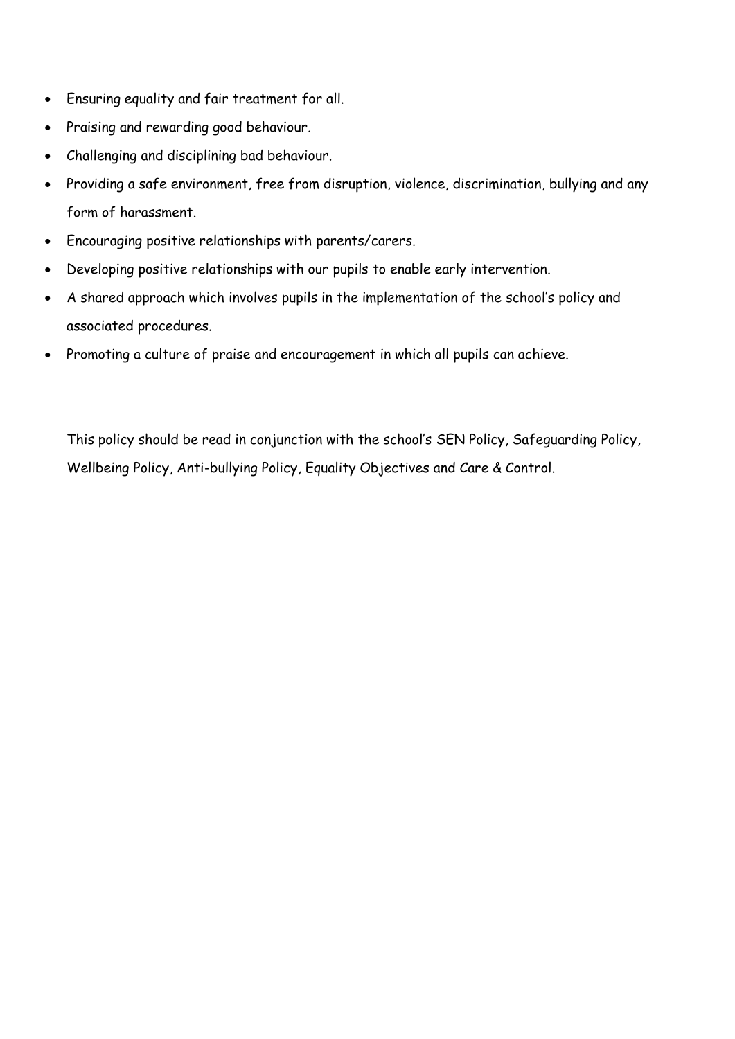- Ensuring equality and fair treatment for all.
- Praising and rewarding good behaviour.
- Challenging and disciplining bad behaviour.
- Providing a safe environment, free from disruption, violence, discrimination, bullying and any form of harassment.
- Encouraging positive relationships with parents/carers.
- Developing positive relationships with our pupils to enable early intervention.
- A shared approach which involves pupils in the implementation of the school's policy and associated procedures.
- Promoting a culture of praise and encouragement in which all pupils can achieve.

This policy should be read in conjunction with the school's SEN Policy, Safeguarding Policy, Wellbeing Policy, Anti-bullying Policy, Equality Objectives and Care & Control.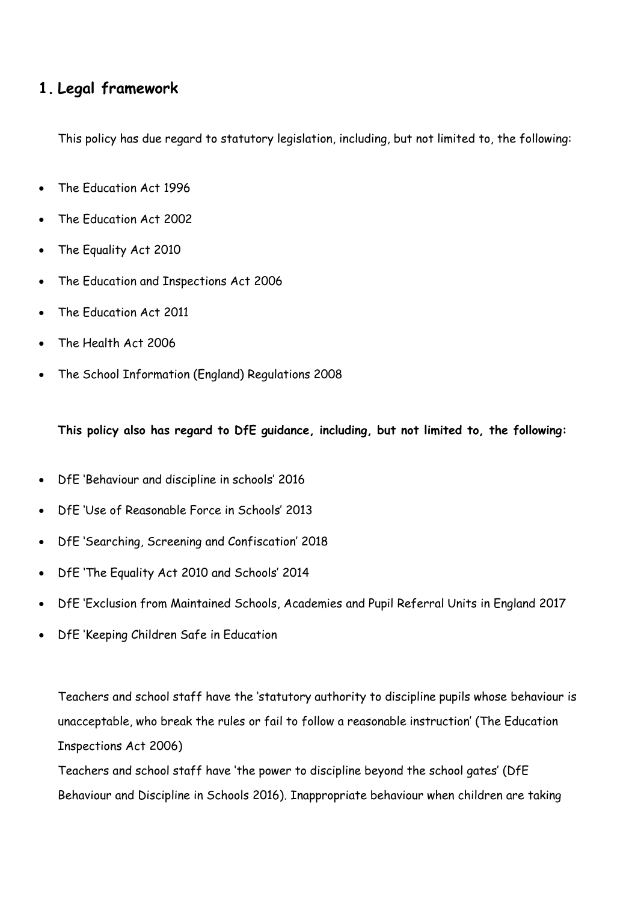## 1. Legal framework

This policy has due regard to statutory legislation, including, but not limited to, the following:

- The Education Act 1996
- The Education Act 2002
- The Equality Act 2010
- The Education and Inspections Act 2006
- The Education Act 2011
- The Health Act 2006
- The School Information (England) Regulations 2008

**This policy also has regard to DfE guidance, including, but not limited to, the following:**

- DfE 'Behaviour and discipline in schools' 2016
- DfE 'Use of Reasonable Force in Schools' 2013
- DfE 'Searching, Screening and Confiscation' 2018
- DfE 'The Equality Act 2010 and Schools' 2014
- DfE 'Exclusion from Maintained Schools, Academies and Pupil Referral Units in England 2017
- DfE 'Keeping Children Safe in Education

Teachers and school staff have the 'statutory authority to discipline pupils whose behaviour is unacceptable, who break the rules or fail to follow a reasonable instruction' (The Education Inspections Act 2006)

Teachers and school staff have 'the power to discipline beyond the school gates' (DfE Behaviour and Discipline in Schools 2016). Inappropriate behaviour when children are taking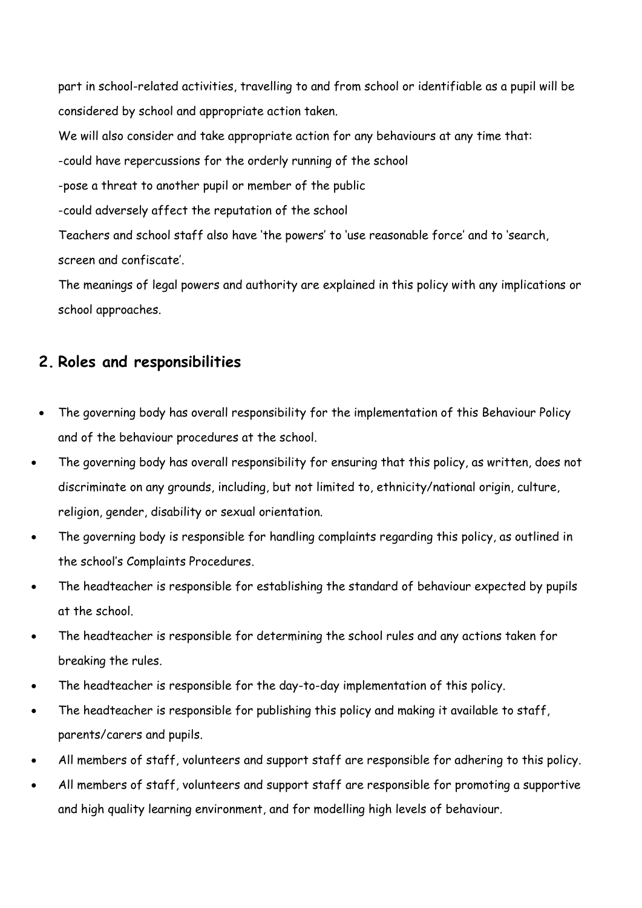part in school-related activities, travelling to and from school or identifiable as a pupil will be considered by school and appropriate action taken.

We will also consider and take appropriate action for any behaviours at any time that:

-could have repercussions for the orderly running of the school

-pose a threat to another pupil or member of the public

-could adversely affect the reputation of the school

Teachers and school staff also have 'the powers' to 'use reasonable force' and to 'search, screen and confiscate'.

The meanings of legal powers and authority are explained in this policy with any implications or school approaches.

## 2. Roles and responsibilities

- The governing body has overall responsibility for the implementation of this Behaviour Policy and of the behaviour procedures at the school.
- The governing body has overall responsibility for ensuring that this policy, as written, does not discriminate on any grounds, including, but not limited to, ethnicity/national origin, culture, religion, gender, disability or sexual orientation.
- The governing body is responsible for handling complaints regarding this policy, as outlined in the school's Complaints Procedures.
- The headteacher is responsible for establishing the standard of behaviour expected by pupils at the school.
- The headteacher is responsible for determining the school rules and any actions taken for breaking the rules.
- The headteacher is responsible for the day-to-day implementation of this policy.
- The headteacher is responsible for publishing this policy and making it available to staff, parents/carers and pupils.
- All members of staff, volunteers and support staff are responsible for adhering to this policy.
- All members of staff, volunteers and support staff are responsible for promoting a supportive and high quality learning environment, and for modelling high levels of behaviour.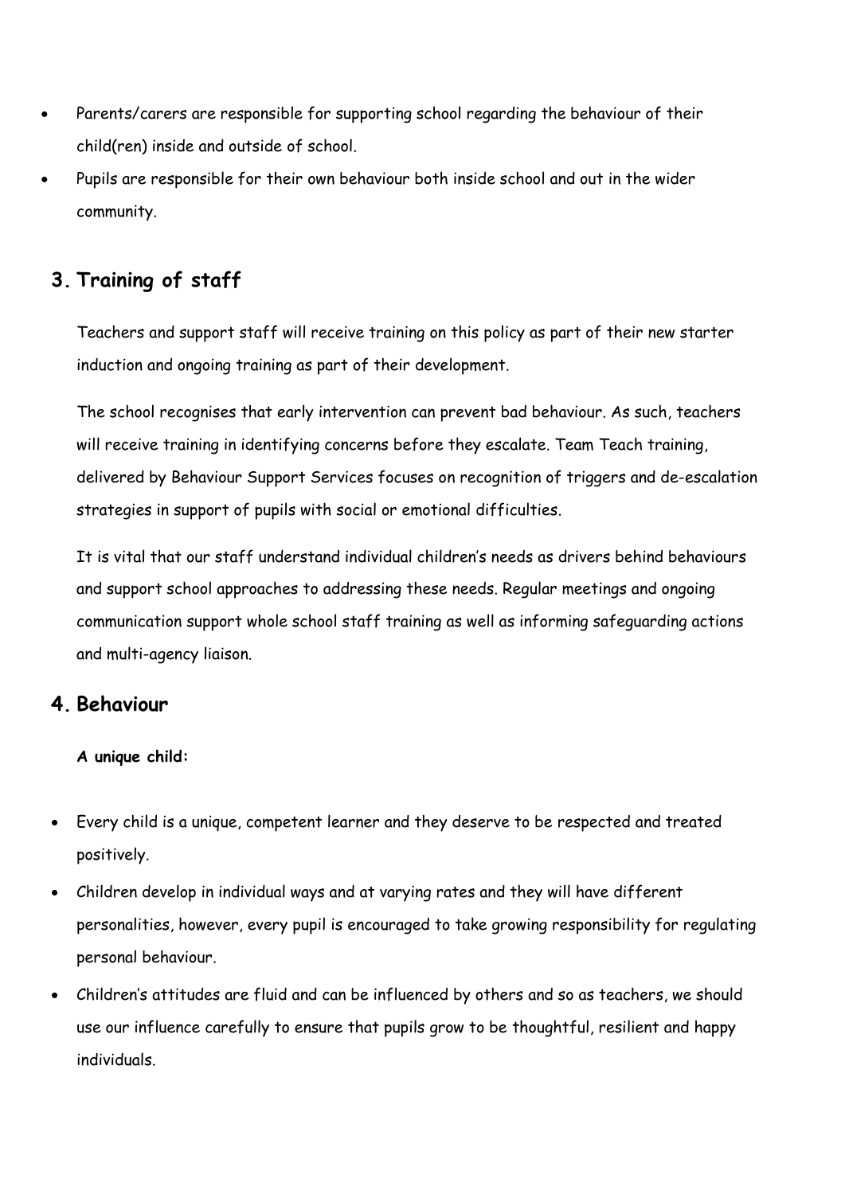- Parents/carers are responsible for supporting school regarding the behaviour of their child(ren) inside and outside of school.
- Pupils are responsible for their own behaviour both inside school and out in the wider community.

## 3. Training of staff

Teachers and support staff will receive training on this policy as part of their new starter induction and ongoing training as part of their development.

The school recognises that early intervention can prevent bad behaviour. As such, teachers will receive training in identifying concerns before they escalate. Team Teach training, delivered by Behaviour Support Services focuses on recognition of triggers and de-escalation strategies in support of pupils with social or emotional difficulties.

It is vital that our staff understand individual children's needs as drivers behind behaviours and support school approaches to addressing these needs. Regular meetings and ongoing communication support whole school staff training as well as informing safeguarding actions and multi-agency liaison.

## 4. Behaviour

**A unique child:**

- Every child is a unique, competent learner and they deserve to be respected and treated positively.
- Children develop in individual ways and at varying rates and they will have different personalities, however, every pupil is encouraged to take growing responsibility for regulating personal behaviour.
- Children's attitudes are fluid and can be influenced by others and so as teachers, we should use our influence carefully to ensure that pupils grow to be thoughtful, resilient and happy individuals.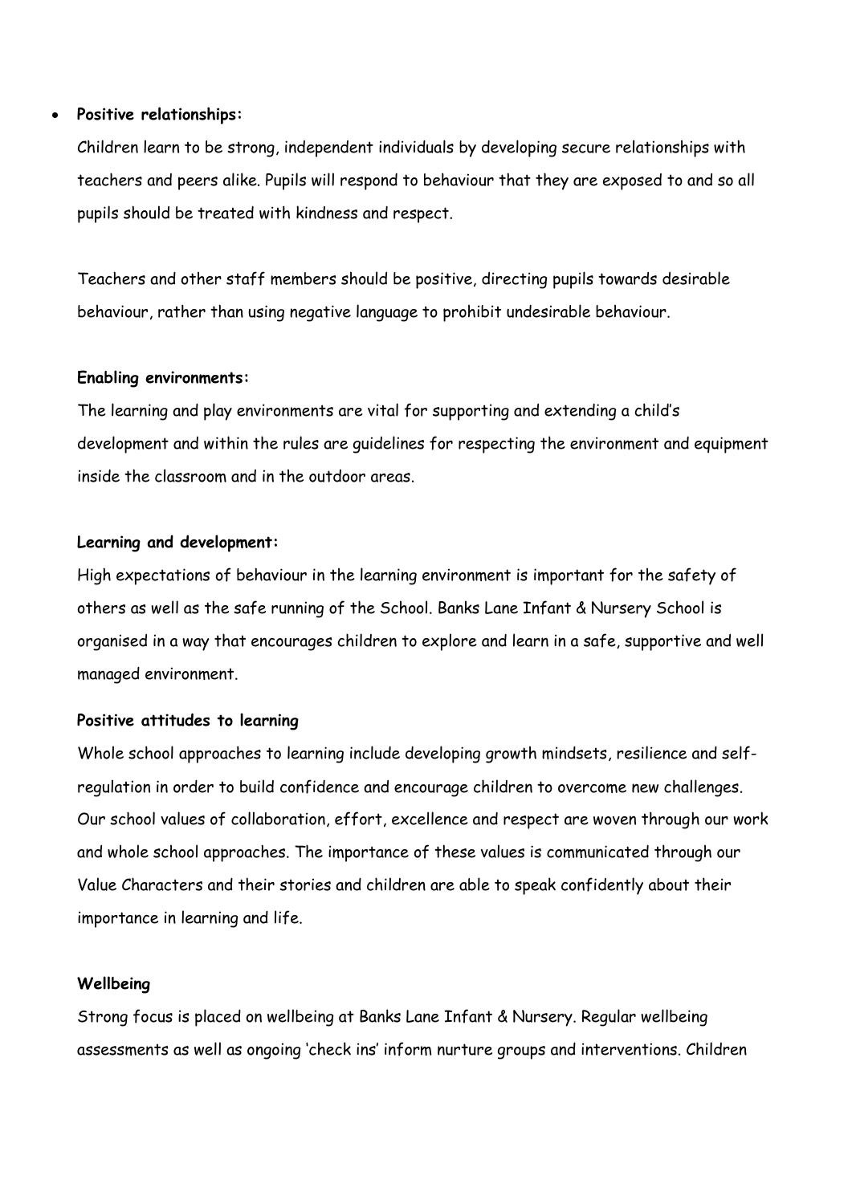- **Positive relationships:**

  Children learn to be strong, independent individuals by developing secure relationships with teachers and peers alike. Pupils will respond to behaviour that they are exposed to and so all pupils should be treated with kindness and respect.

  Teachers and other staff members should be positive, directing pupils towards desirable behaviour, rather than using negative language to prohibit undesirable behaviour.

**Enabling environments:**

The learning and play environments are vital for supporting and extending a child's development and within the rules are guidelines for respecting the environment and equipment inside the classroom and in the outdoor areas.

**Learning and development:**

High expectations of behaviour in the learning environment is important for the safety of others as well as the safe running of the School. Banks Lane Infant & Nursery School is organised in a way that encourages children to explore and learn in a safe, supportive and well managed environment.

**Positive attitudes to learning**

Whole school approaches to learning include developing growth mindsets, resilience and self-regulation in order to build confidence and encourage children to overcome new challenges. Our school values of collaboration, effort, excellence and respect are woven through our work and whole school approaches. The importance of these values is communicated through our Value Characters and their stories and children are able to speak confidently about their importance in learning and life.

**Wellbeing**

Strong focus is placed on wellbeing at Banks Lane Infant & Nursery. Regular wellbeing assessments as well as ongoing 'check ins' inform nurture groups and interventions. Children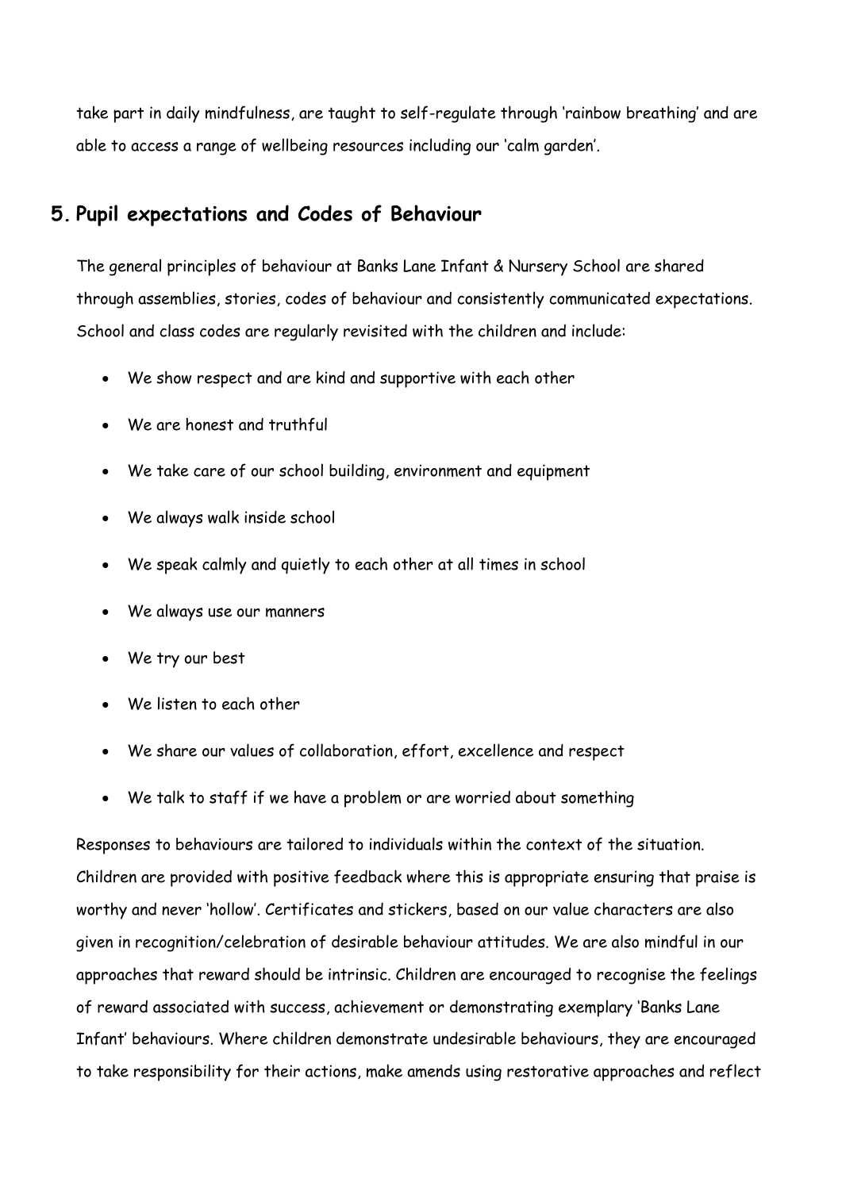take part in daily mindfulness, are taught to self-regulate through 'rainbow breathing' and are able to access a range of wellbeing resources including our 'calm garden'.

## 5. Pupil expectations and Codes of Behaviour

The general principles of behaviour at Banks Lane Infant & Nursery School are shared through assemblies, stories, codes of behaviour and consistently communicated expectations. School and class codes are regularly revisited with the children and include:

- We show respect and are kind and supportive with each other
- We are honest and truthful
- We take care of our school building, environment and equipment
- We always walk inside school
- We speak calmly and quietly to each other at all times in school
- We always use our manners
- We try our best
- We listen to each other
- We share our values of collaboration, effort, excellence and respect
- We talk to staff if we have a problem or are worried about something

Responses to behaviours are tailored to individuals within the context of the situation. Children are provided with positive feedback where this is appropriate ensuring that praise is worthy and never 'hollow'. Certificates and stickers, based on our value characters are also given in recognition/celebration of desirable behaviour attitudes. We are also mindful in our approaches that reward should be intrinsic. Children are encouraged to recognise the feelings of reward associated with success, achievement or demonstrating exemplary 'Banks Lane Infant' behaviours. Where children demonstrate undesirable behaviours, they are encouraged to take responsibility for their actions, make amends using restorative approaches and reflect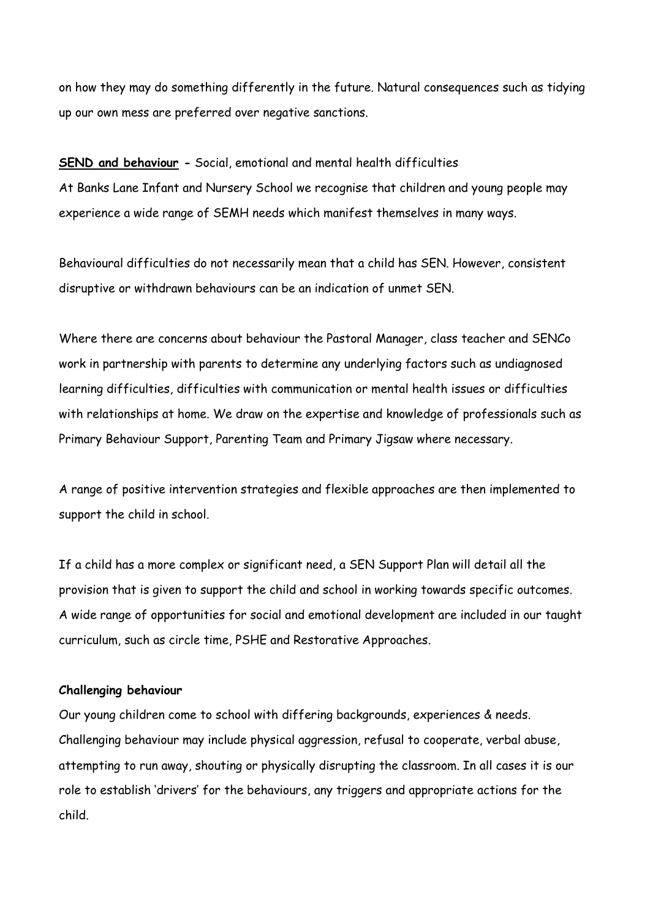on how they may do something differently in the future. Natural consequences such as tidying up our own mess are preferred over negative sanctions.

**<u>SEND and behaviour</u> -** Social, emotional and mental health difficulties
At Banks Lane Infant and Nursery School we recognise that children and young people may experience a wide range of SEMH needs which manifest themselves in many ways.

Behavioural difficulties do not necessarily mean that a child has SEN. However, consistent disruptive or withdrawn behaviours can be an indication of unmet SEN.

Where there are concerns about behaviour the Pastoral Manager, class teacher and SENCo work in partnership with parents to determine any underlying factors such as undiagnosed learning difficulties, difficulties with communication or mental health issues or difficulties with relationships at home. We draw on the expertise and knowledge of professionals such as Primary Behaviour Support, Parenting Team and Primary Jigsaw where necessary.

A range of positive intervention strategies and flexible approaches are then implemented to support the child in school.

If a child has a more complex or significant need, a SEN Support Plan will detail all the provision that is given to support the child and school in working towards specific outcomes. A wide range of opportunities for social and emotional development are included in our taught curriculum, such as circle time, PSHE and Restorative Approaches.

**Challenging behaviour**

Our young children come to school with differing backgrounds, experiences & needs. Challenging behaviour may include physical aggression, refusal to cooperate, verbal abuse, attempting to run away, shouting or physically disrupting the classroom. In all cases it is our role to establish 'drivers' for the behaviours, any triggers and appropriate actions for the child.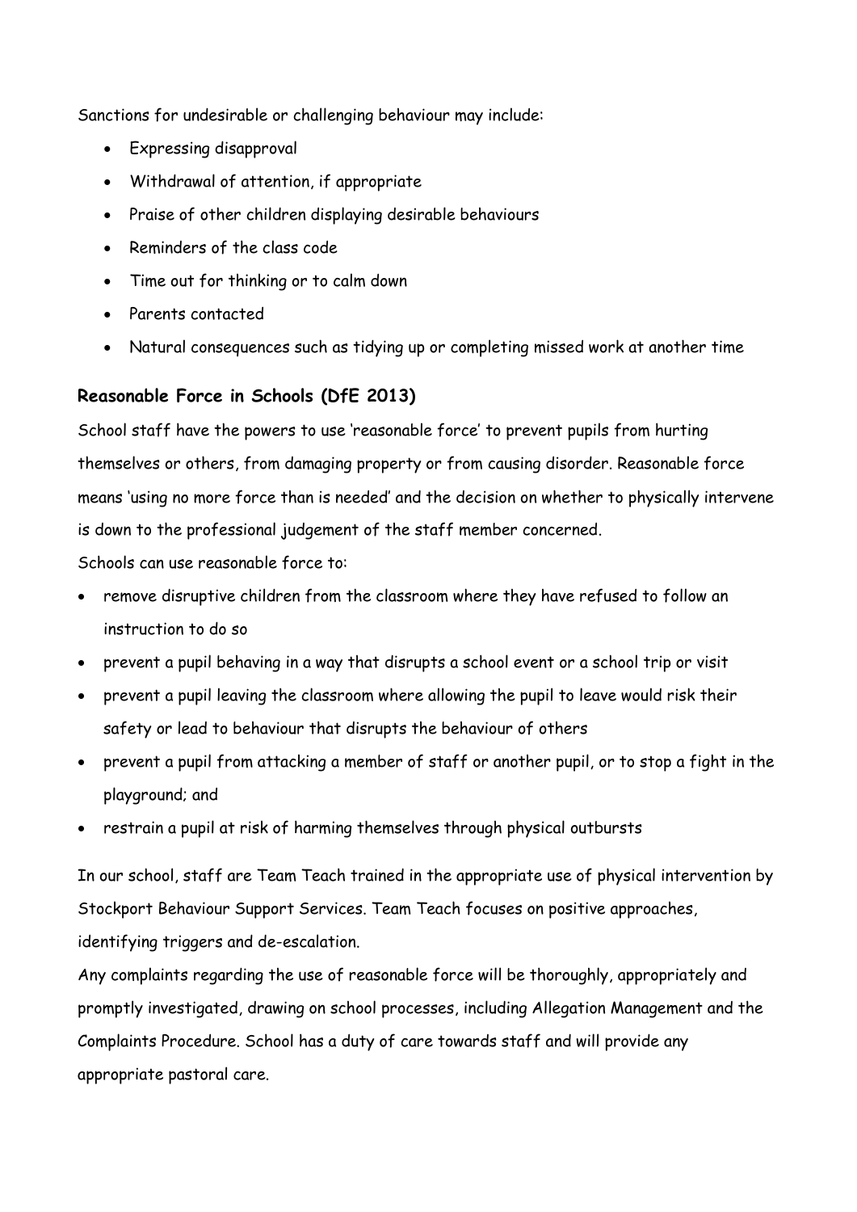Sanctions for undesirable or challenging behaviour may include:

- Expressing disapproval
- Withdrawal of attention, if appropriate
- Praise of other children displaying desirable behaviours
- Reminders of the class code
- Time out for thinking or to calm down
- Parents contacted
- Natural consequences such as tidying up or completing missed work at another time

### Reasonable Force in Schools (DfE 2013)

School staff have the powers to use 'reasonable force' to prevent pupils from hurting themselves or others, from damaging property or from causing disorder. Reasonable force means 'using no more force than is needed' and the decision on whether to physically intervene is down to the professional judgement of the staff member concerned.

Schools can use reasonable force to:

- remove disruptive children from the classroom where they have refused to follow an instruction to do so
- prevent a pupil behaving in a way that disrupts a school event or a school trip or visit
- prevent a pupil leaving the classroom where allowing the pupil to leave would risk their safety or lead to behaviour that disrupts the behaviour of others
- prevent a pupil from attacking a member of staff or another pupil, or to stop a fight in the playground; and
- restrain a pupil at risk of harming themselves through physical outbursts

In our school, staff are Team Teach trained in the appropriate use of physical intervention by Stockport Behaviour Support Services. Team Teach focuses on positive approaches, identifying triggers and de-escalation.

Any complaints regarding the use of reasonable force will be thoroughly, appropriately and promptly investigated, drawing on school processes, including Allegation Management and the Complaints Procedure. School has a duty of care towards staff and will provide any appropriate pastoral care.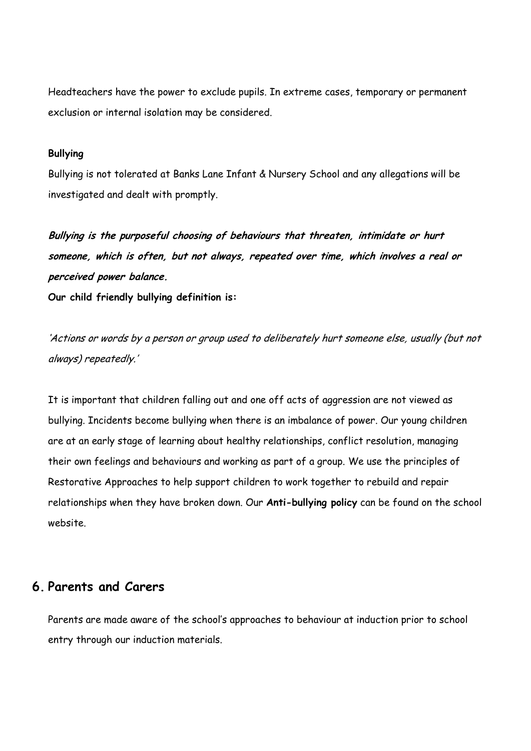Headteachers have the power to exclude pupils. In extreme cases, temporary or permanent exclusion or internal isolation may be considered.

**Bullying**

Bullying is not tolerated at Banks Lane Infant & Nursery School and any allegations will be investigated and dealt with promptly.

***Bullying is the purposeful choosing of behaviours that threaten, intimidate or hurt someone, which is often, but not always, repeated over time, which involves a real or perceived power balance.***

**Our child friendly bullying definition is:**

*'Actions or words by a person or group used to deliberately hurt someone else, usually (but not always) repeatedly.'*

It is important that children falling out and one off acts of aggression are not viewed as bullying. Incidents become bullying when there is an imbalance of power. Our young children are at an early stage of learning about healthy relationships, conflict resolution, managing their own feelings and behaviours and working as part of a group. We use the principles of Restorative Approaches to help support children to work together to rebuild and repair relationships when they have broken down. Our **Anti-bullying policy** can be found on the school website.

## 6. Parents and Carers

Parents are made aware of the school's approaches to behaviour at induction prior to school entry through our induction materials.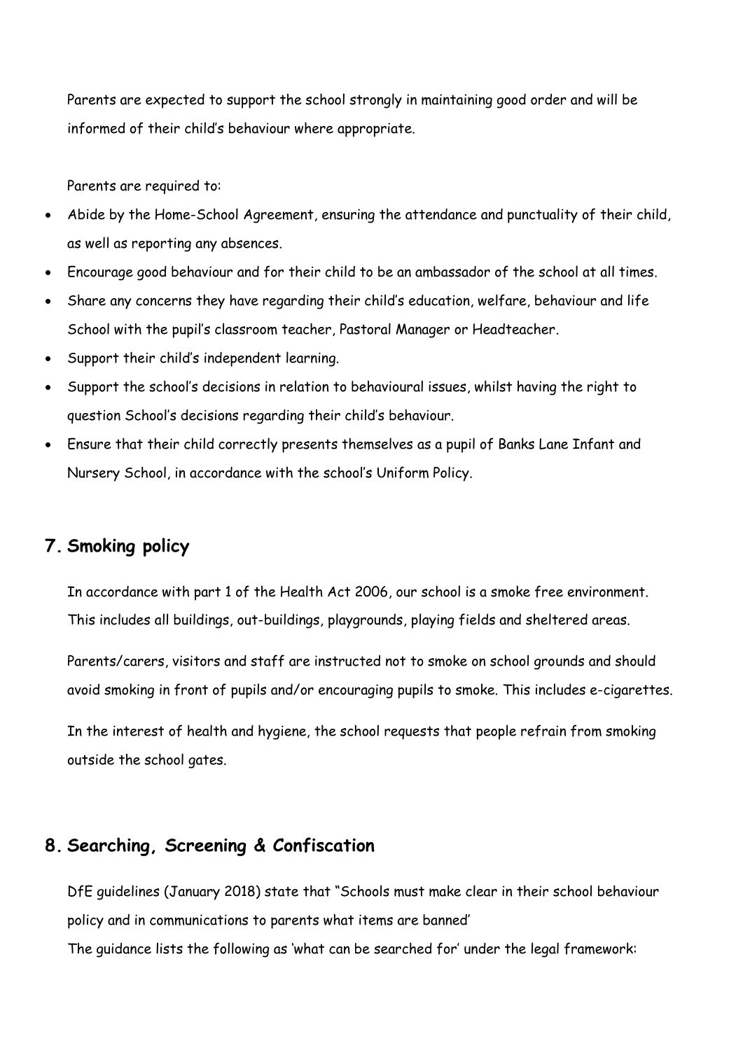Parents are expected to support the school strongly in maintaining good order and will be informed of their child's behaviour where appropriate.

Parents are required to:

- Abide by the Home-School Agreement, ensuring the attendance and punctuality of their child, as well as reporting any absences.
- Encourage good behaviour and for their child to be an ambassador of the school at all times.
- Share any concerns they have regarding their child's education, welfare, behaviour and life School with the pupil's classroom teacher, Pastoral Manager or Headteacher.
- Support their child's independent learning.
- Support the school's decisions in relation to behavioural issues, whilst having the right to question School's decisions regarding their child's behaviour.
- Ensure that their child correctly presents themselves as a pupil of Banks Lane Infant and Nursery School, in accordance with the school's Uniform Policy.

## 7. Smoking policy

In accordance with part 1 of the Health Act 2006, our school is a smoke free environment. This includes all buildings, out-buildings, playgrounds, playing fields and sheltered areas.

Parents/carers, visitors and staff are instructed not to smoke on school grounds and should avoid smoking in front of pupils and/or encouraging pupils to smoke. This includes e-cigarettes.

In the interest of health and hygiene, the school requests that people refrain from smoking outside the school gates.

## 8. Searching, Screening & Confiscation

DfE guidelines (January 2018) state that "Schools must make clear in their school behaviour policy and in communications to parents what items are banned'
The guidance lists the following as 'what can be searched for' under the legal framework: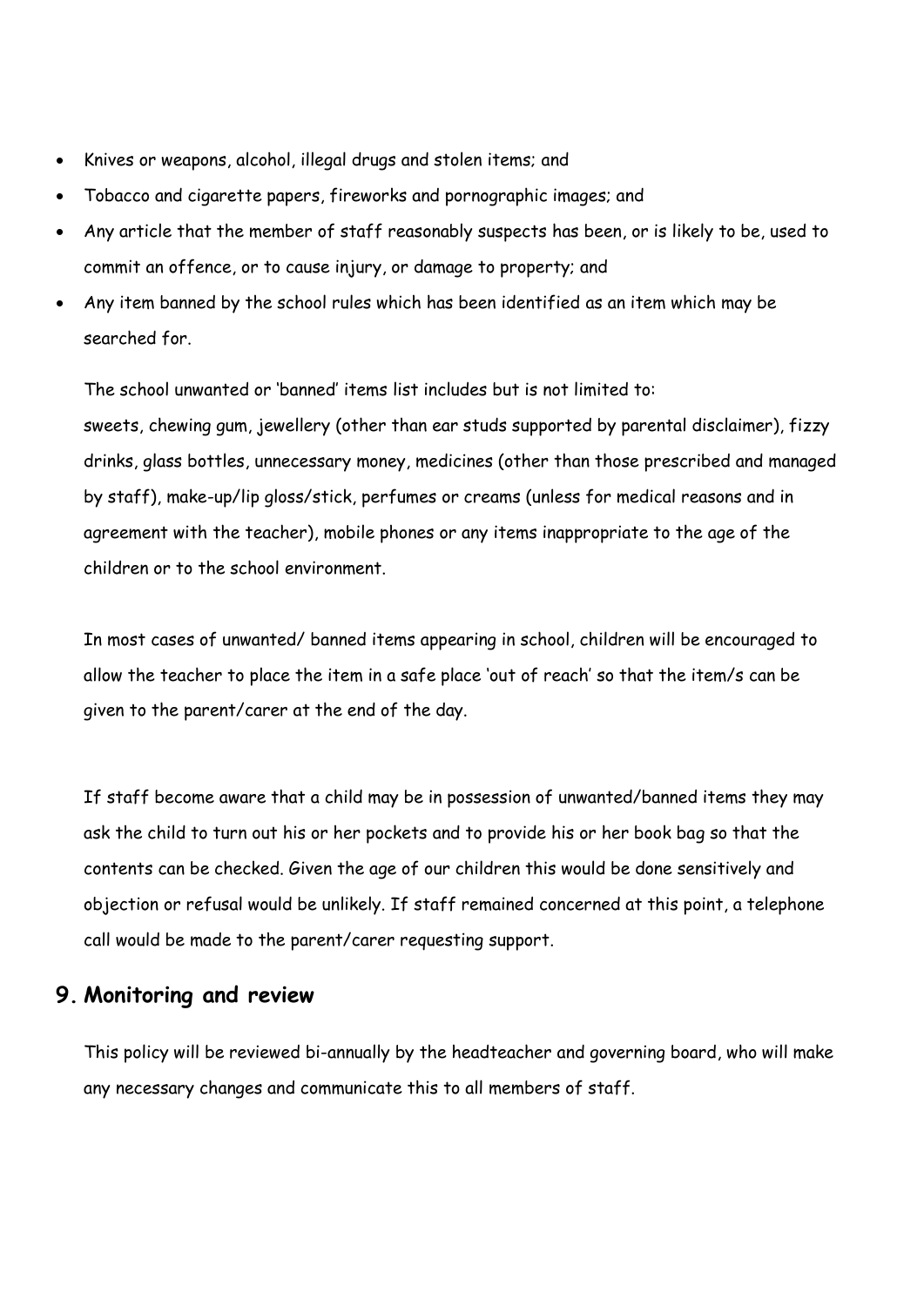- Knives or weapons, alcohol, illegal drugs and stolen items; and
- Tobacco and cigarette papers, fireworks and pornographic images; and
- Any article that the member of staff reasonably suspects has been, or is likely to be, used to commit an offence, or to cause injury, or damage to property; and
- Any item banned by the school rules which has been identified as an item which may be searched for.

The school unwanted or 'banned' items list includes but is not limited to:
sweets, chewing gum, jewellery (other than ear studs supported by parental disclaimer), fizzy drinks, glass bottles, unnecessary money, medicines (other than those prescribed and managed by staff), make-up/lip gloss/stick, perfumes or creams (unless for medical reasons and in agreement with the teacher), mobile phones or any items inappropriate to the age of the children or to the school environment.

In most cases of unwanted/ banned items appearing in school, children will be encouraged to allow the teacher to place the item in a safe place 'out of reach' so that the item/s can be given to the parent/carer at the end of the day.

If staff become aware that a child may be in possession of unwanted/banned items they may ask the child to turn out his or her pockets and to provide his or her book bag so that the contents can be checked. Given the age of our children this would be done sensitively and objection or refusal would be unlikely. If staff remained concerned at this point, a telephone call would be made to the parent/carer requesting support.

## 9. Monitoring and review

This policy will be reviewed bi-annually by the headteacher and governing board, who will make any necessary changes and communicate this to all members of staff.